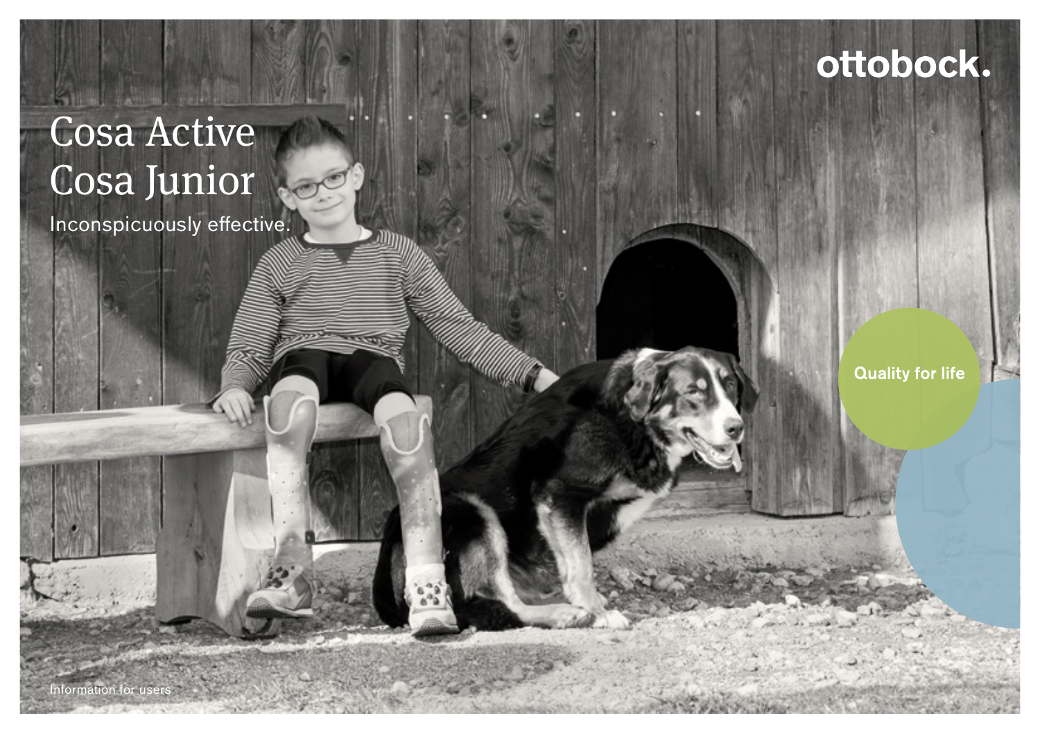ottobock.

# Cosa Active
# Cosa Junior

Inconspicuously effective.

Quality for life

Information for users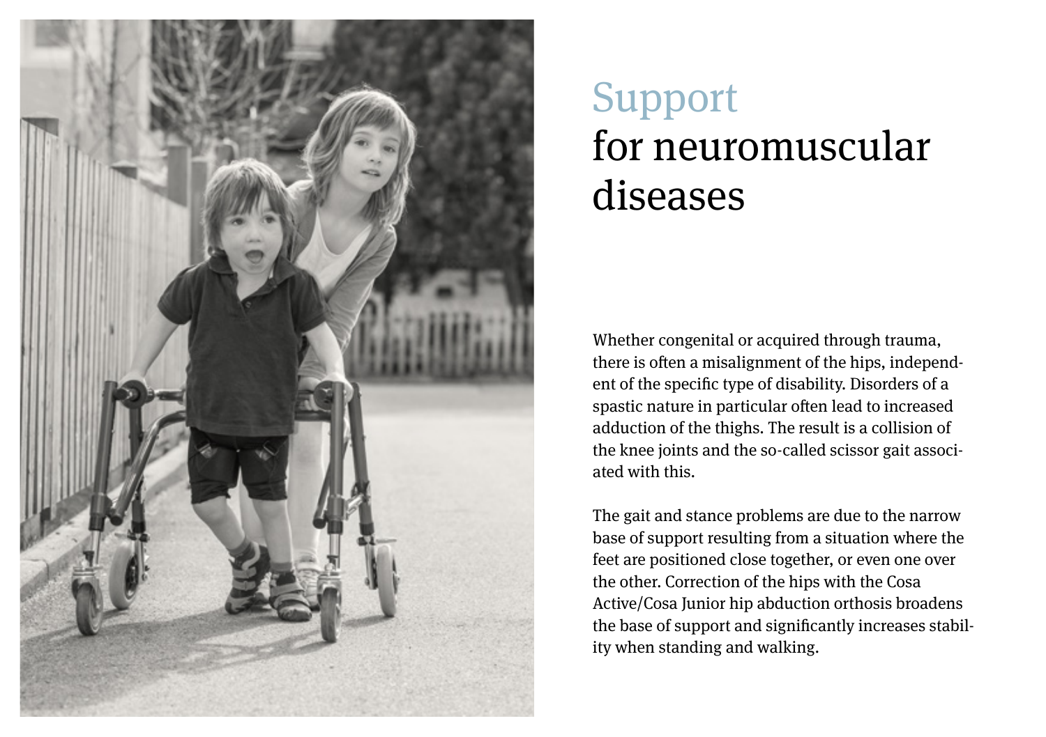# Support for neuromuscular diseases

Whether congenital or acquired through trauma, there is often a misalignment of the hips, independent of the specific type of disability. Disorders of a spastic nature in particular often lead to increased adduction of the thighs. The result is a collision of the knee joints and the so-called scissor gait associated with this.

The gait and stance problems are due to the narrow base of support resulting from a situation where the feet are positioned close together, or even one over the other. Correction of the hips with the Cosa Active/Cosa Junior hip abduction orthosis broadens the base of support and significantly increases stability when standing and walking.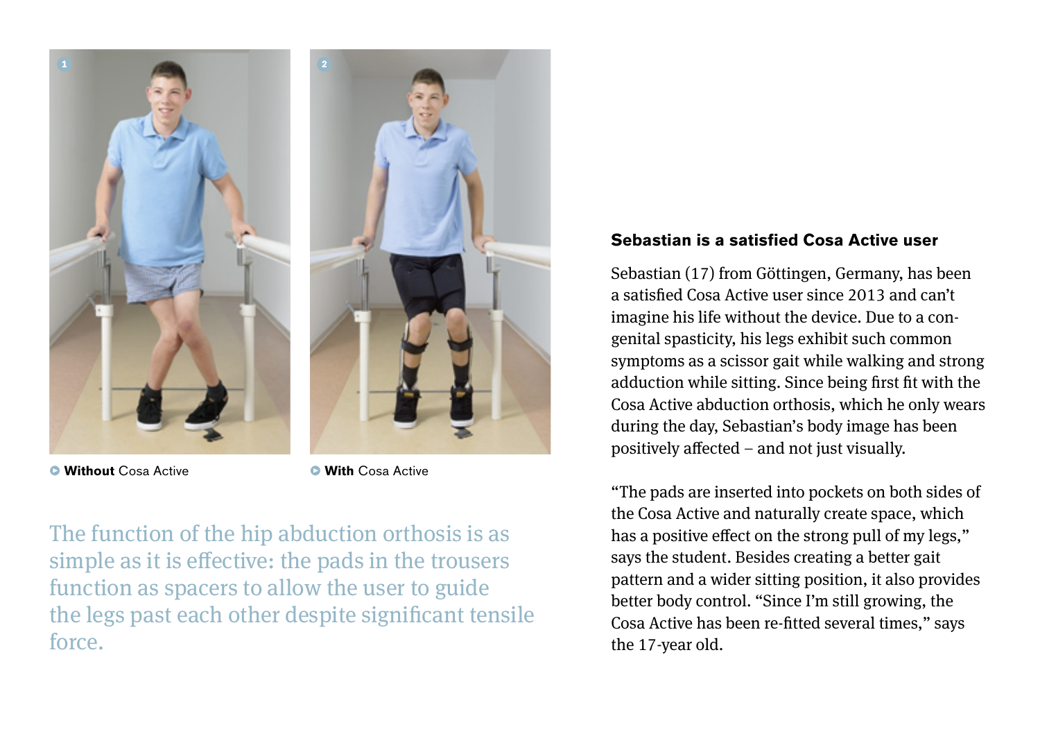**Without** Cosa Active

**With** Cosa Active

The function of the hip abduction orthosis is as simple as it is effective: the pads in the trousers function as spacers to allow the user to guide the legs past each other despite significant tensile force.

## Sebastian is a satisfied Cosa Active user

Sebastian (17) from Göttingen, Germany, has been a satisfied Cosa Active user since 2013 and can't imagine his life without the device. Due to a congenital spasticity, his legs exhibit such common symptoms as a scissor gait while walking and strong adduction while sitting. Since being first fit with the Cosa Active abduction orthosis, which he only wears during the day, Sebastian's body image has been positively affected – and not just visually.

"The pads are inserted into pockets on both sides of the Cosa Active and naturally create space, which has a positive effect on the strong pull of my legs," says the student. Besides creating a better gait pattern and a wider sitting position, it also provides better body control. "Since I'm still growing, the Cosa Active has been re-fitted several times," says the 17-year old.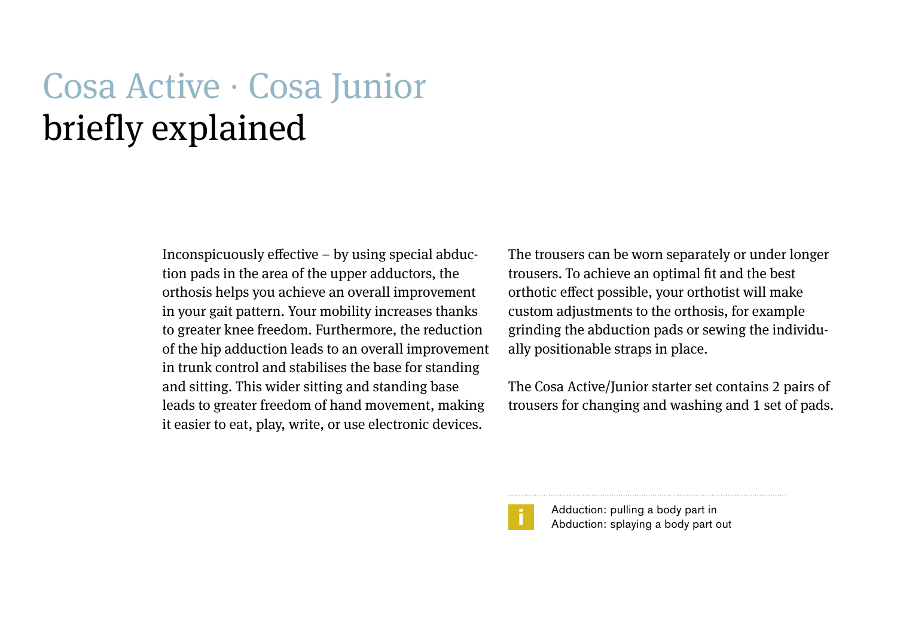# Cosa Active · Cosa Junior briefly explained

Inconspicuously effective – by using special abduction pads in the area of the upper adductors, the orthosis helps you achieve an overall improvement in your gait pattern. Your mobility increases thanks to greater knee freedom. Furthermore, the reduction of the hip adduction leads to an overall improvement in trunk control and stabilises the base for standing and sitting. This wider sitting and standing base leads to greater freedom of hand movement, making it easier to eat, play, write, or use electronic devices.

The trousers can be worn separately or under longer trousers. To achieve an optimal fit and the best orthotic effect possible, your orthotist will make custom adjustments to the orthosis, for example grinding the abduction pads or sewing the individually positionable straps in place.

The Cosa Active/Junior starter set contains 2 pairs of trousers for changing and washing and 1 set of pads.

Adduction: pulling a body part in
Abduction: splaying a body part out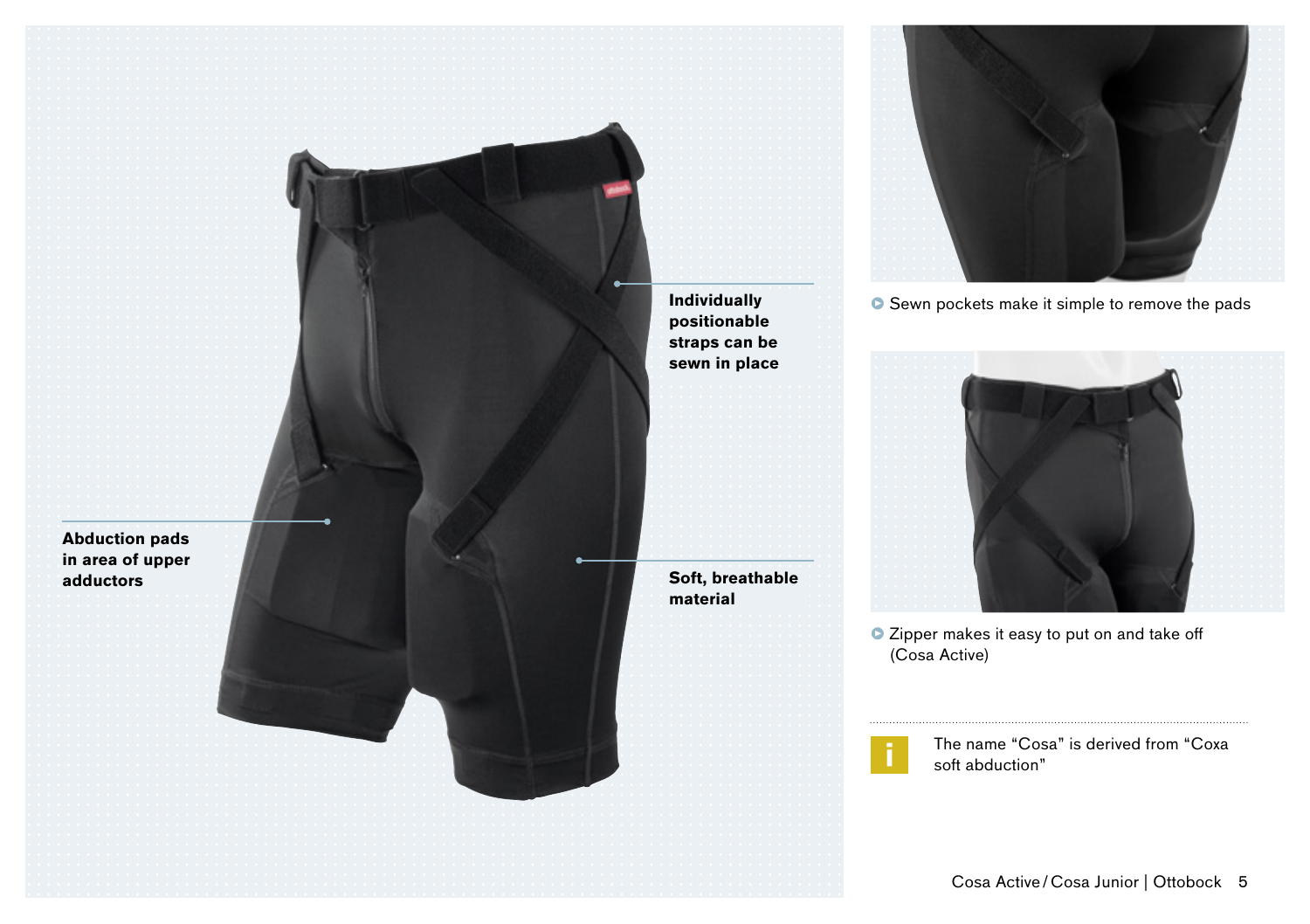**Individually positionable straps can be sewn in place**

**Abduction pads in area of upper adductors**

**Soft, breathable material**

Sewn pockets make it simple to remove the pads

Zipper makes it easy to put on and take off (Cosa Active)

The name “Cosa” is derived from “Coxa soft abduction”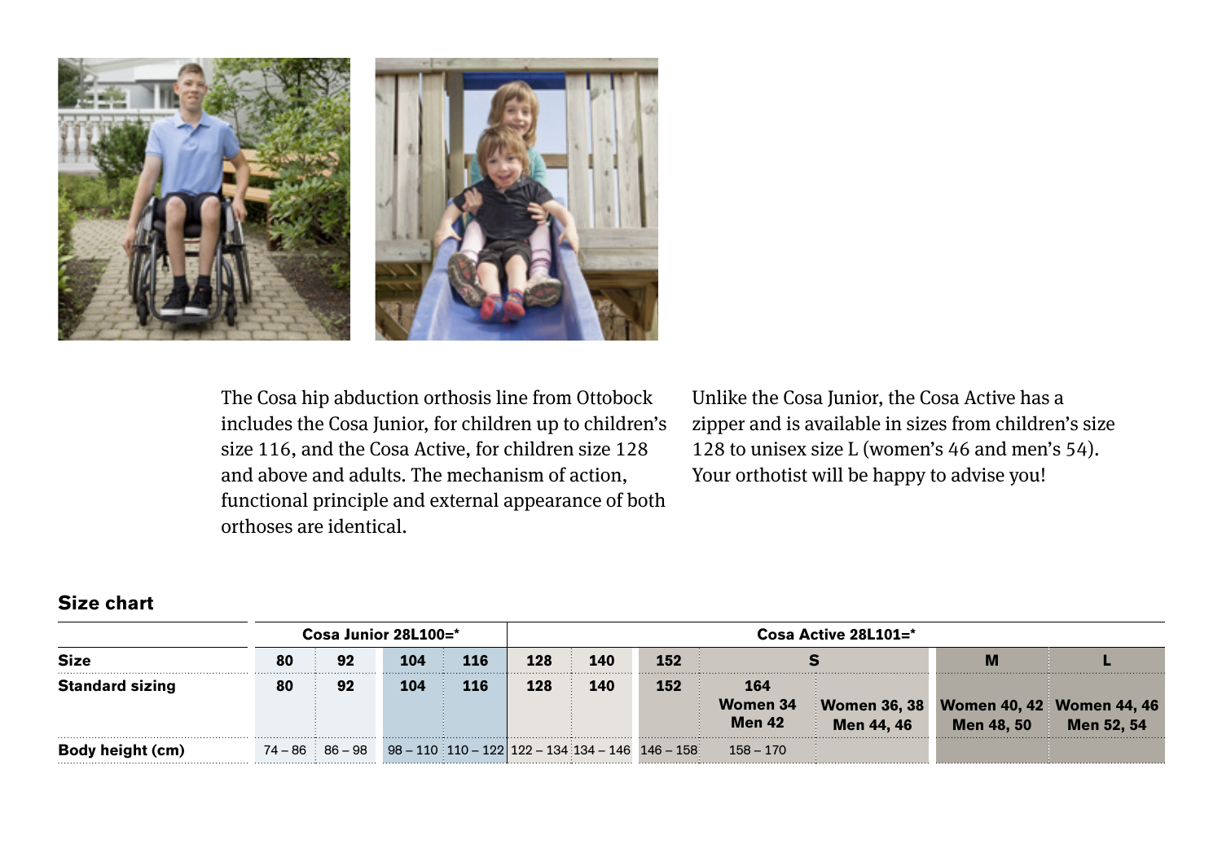The Cosa hip abduction orthosis line from Ottobock includes the Cosa Junior, for children up to children's size 116, and the Cosa Active, for children size 128 and above and adults. The mechanism of action, functional principle and external appearance of both orthoses are identical.

Unlike the Cosa Junior, the Cosa Active has a zipper and is available in sizes from children's size 128 to unisex size L (women's 46 and men's 54). Your orthotist will be happy to advise you!

## Size chart

| | Cosa Junior 28L100=* | | | | Cosa Active 28L101=* | | | | | | |
|---|---|---|---|---|---|---|---|---|---|---|---|
| **Size** | **80** | **92** | **104** | **116** | **128** | **140** | **152** | **S** | | **M** | **L** |
| **Standard sizing** | **80** | **92** | **104** | **116** | **128** | **140** | **152** | **164 Women 34 Men 42** | **Women 36, 38 Men 44, 46** | **Women 40, 42 Men 48, 50** | **Women 44, 46 Men 52, 54** |
| **Body height (cm)** | 74 – 86 | 86 – 98 | 98 – 110 | 110 – 122 | 122 – 134 | 134 – 146 | 146 – 158 | 158 – 170 | | | |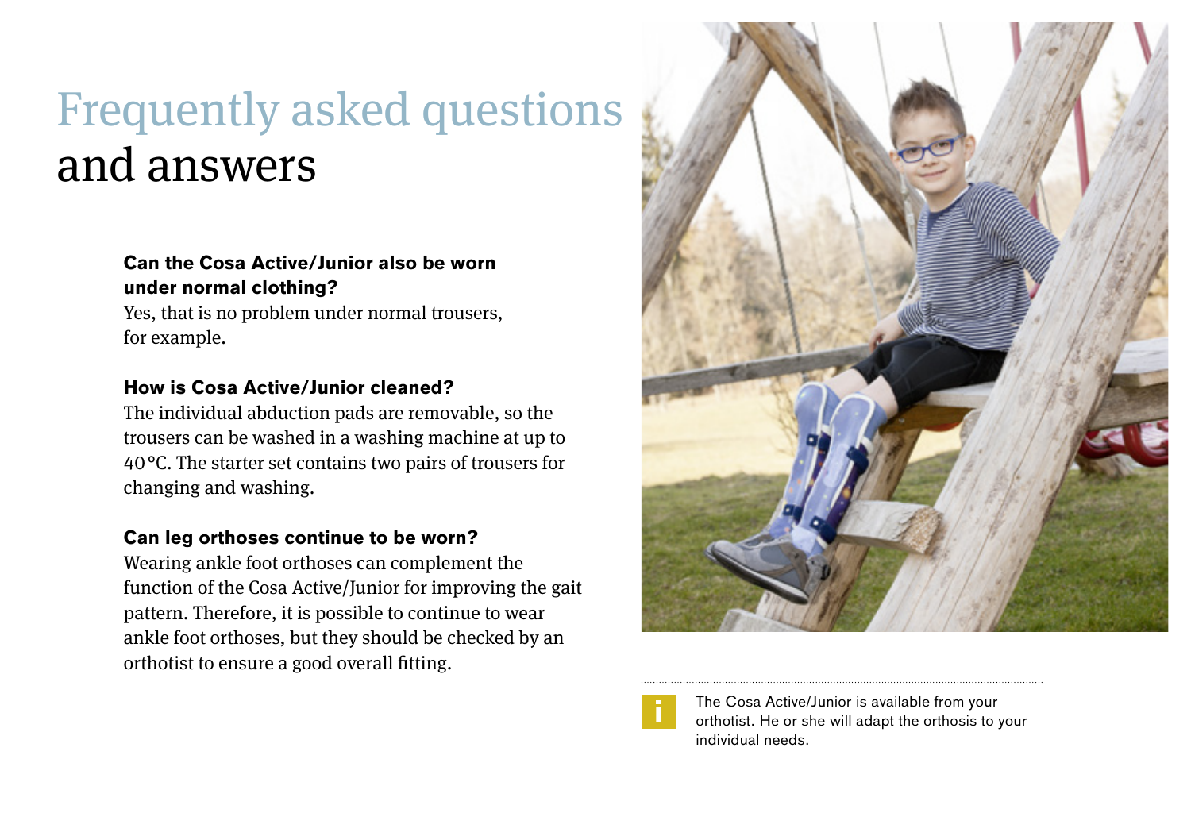# Frequently asked questions and answers

**Can the Cosa Active/Junior also be worn under normal clothing?**
Yes, that is no problem under normal trousers, for example.

**How is Cosa Active/Junior cleaned?**
The individual abduction pads are removable, so the trousers can be washed in a washing machine at up to 40 °C. The starter set contains two pairs of trousers for changing and washing.

**Can leg orthoses continue to be worn?**
Wearing ankle foot orthoses can complement the function of the Cosa Active/Junior for improving the gait pattern. Therefore, it is possible to continue to wear ankle foot orthoses, but they should be checked by an orthotist to ensure a good overall fitting.

The Cosa Active/Junior is available from your orthotist. He or she will adapt the orthosis to your individual needs.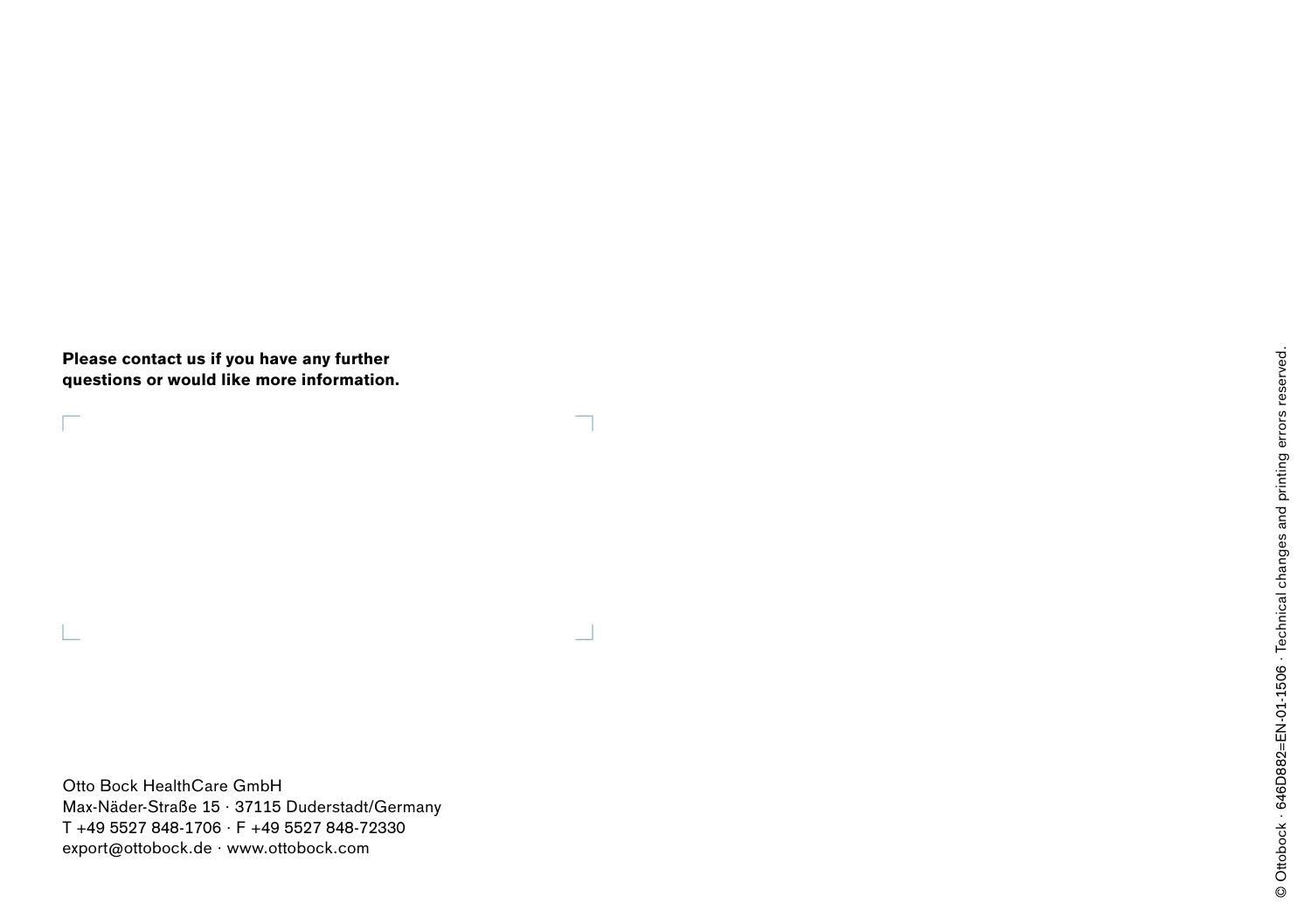**Please contact us if you have any further questions or would like more information.**

Otto Bock HealthCare GmbH
Max-Näder-Straße 15 · 37115 Duderstadt/Germany
T +49 5527 848-1706 · F +49 5527 848-72330
export@ottobock.de · www.ottobock.com

© Ottobock · 646D882=EN-01-1506 · Technical changes and printing errors reserved.